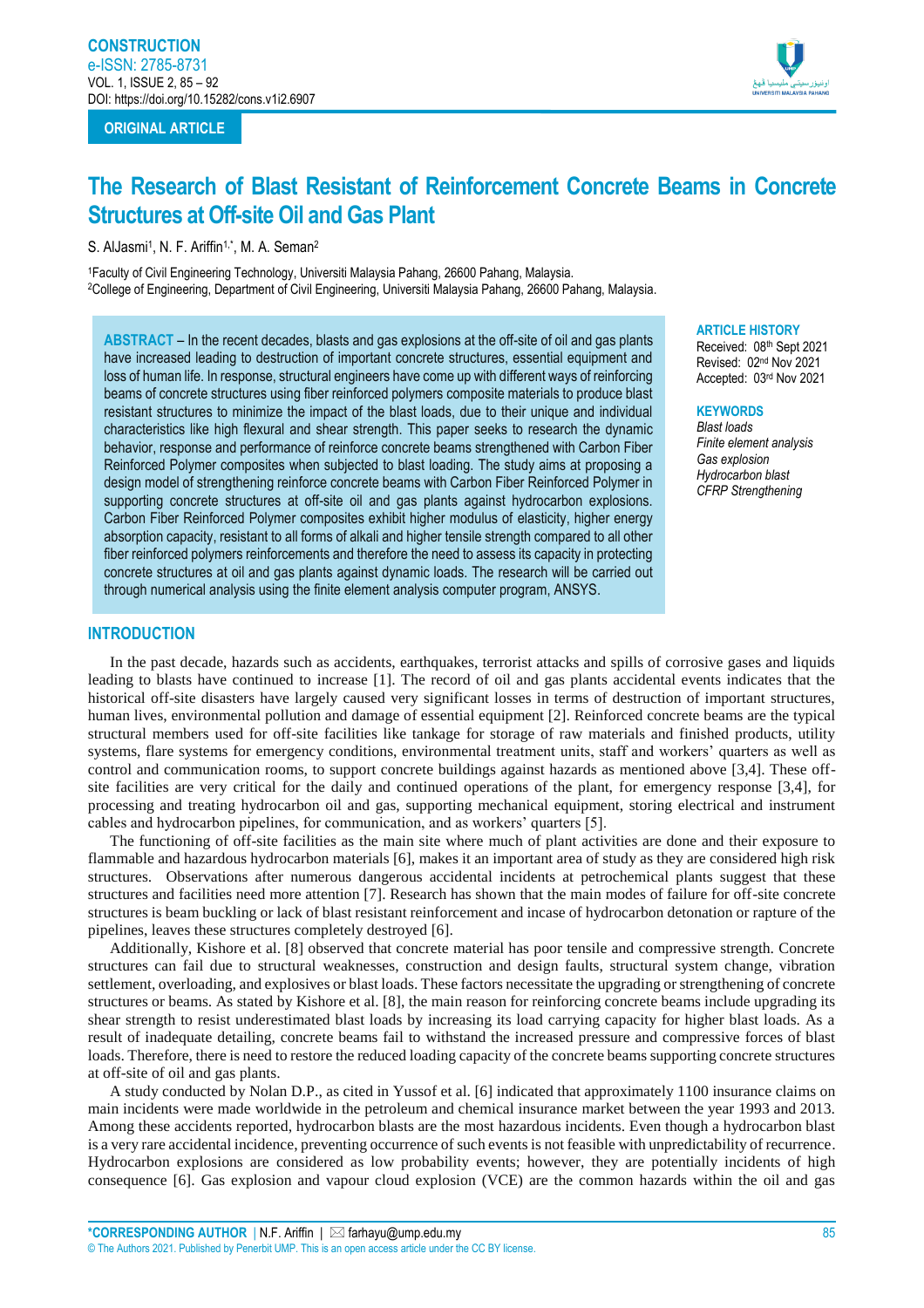ORIGINAL ARTICLE

# The Research of Blast Resistant of Reinforcement Concrete Beams in Concrete Structures at Off-site Oil and Gas Plant

S. AlJasmi[1], N. F. Ariffin[1,*], M. A. Seman[2]

[1]Faculty of Civil Engineering Technology, Universiti Malaysia Pahang, 26600 Pahang, Malaysia.
[2]College of Engineering, Department of Civil Engineering, Universiti Malaysia Pahang, 26600 Pahang, Malaysia.

**ABSTRACT** – In the recent decades, blasts and gas explosions at the off-site of oil and gas plants have increased leading to destruction of important concrete structures, essential equipment and loss of human life. In response, structural engineers have come up with different ways of reinforcing beams of concrete structures using fiber reinforced polymers composite materials to produce blast resistant structures to minimize the impact of the blast loads, due to their unique and individual characteristics like high flexural and shear strength. This paper seeks to research the dynamic behavior, response and performance of reinforce concrete beams strengthened with Carbon Fiber Reinforced Polymer composites when subjected to blast loading. The study aims at proposing a design model of strengthening reinforce concrete beams with Carbon Fiber Reinforced Polymer in supporting concrete structures at off-site oil and gas plants against hydrocarbon explosions. Carbon Fiber Reinforced Polymer composites exhibit higher modulus of elasticity, higher energy absorption capacity, resistant to all forms of alkali and higher tensile strength compared to all other fiber reinforced polymers reinforcements and therefore the need to assess its capacity in protecting concrete structures at oil and gas plants against dynamic loads. The research will be carried out through numerical analysis using the finite element analysis computer program, ANSYS.

**ARTICLE HISTORY**
Received: 08th Sept 2021
Revised: 02nd Nov 2021
Accepted: 03rd Nov 2021

**KEYWORDS**
*Blast loads*
*Finite element analysis*
*Gas explosion*
*Hydrocarbon blast*
*CFRP Strengthening*

## INTRODUCTION

In the past decade, hazards such as accidents, earthquakes, terrorist attacks and spills of corrosive gases and liquids leading to blasts have continued to increase [1]. The record of oil and gas plants accidental events indicates that the historical off-site disasters have largely caused very significant losses in terms of destruction of important structures, human lives, environmental pollution and damage of essential equipment [2]. Reinforced concrete beams are the typical structural members used for off-site facilities like tankage for storage of raw materials and finished products, utility systems, flare systems for emergency conditions, environmental treatment units, staff and workers' quarters as well as control and communication rooms, to support concrete buildings against hazards as mentioned above [3,4]. These off-site facilities are very critical for the daily and continued operations of the plant, for emergency response [3,4], for processing and treating hydrocarbon oil and gas, supporting mechanical equipment, storing electrical and instrument cables and hydrocarbon pipelines, for communication, and as workers' quarters [5].

The functioning of off-site facilities as the main site where much of plant activities are done and their exposure to flammable and hazardous hydrocarbon materials [6], makes it an important area of study as they are considered high risk structures. Observations after numerous dangerous accidental incidents at petrochemical plants suggest that these structures and facilities need more attention [7]. Research has shown that the main modes of failure for off-site concrete structures is beam buckling or lack of blast resistant reinforcement and incase of hydrocarbon detonation or rapture of the pipelines, leaves these structures completely destroyed [6].

Additionally, Kishore et al. [8] observed that concrete material has poor tensile and compressive strength. Concrete structures can fail due to structural weaknesses, construction and design faults, structural system change, vibration settlement, overloading, and explosives or blast loads. These factors necessitate the upgrading or strengthening of concrete structures or beams. As stated by Kishore et al. [8], the main reason for reinforcing concrete beams include upgrading its shear strength to resist underestimated blast loads by increasing its load carrying capacity for higher blast loads. As a result of inadequate detailing, concrete beams fail to withstand the increased pressure and compressive forces of blast loads. Therefore, there is need to restore the reduced loading capacity of the concrete beams supporting concrete structures at off-site of oil and gas plants.

A study conducted by Nolan D.P., as cited in Yussof et al. [6] indicated that approximately 1100 insurance claims on main incidents were made worldwide in the petroleum and chemical insurance market between the year 1993 and 2013. Among these accidents reported, hydrocarbon blasts are the most hazardous incidents. Even though a hydrocarbon blast is a very rare accidental incidence, preventing occurrence of such events is not feasible with unpredictability of recurrence. Hydrocarbon explosions are considered as low probability events; however, they are potentially incidents of high consequence [6]. Gas explosion and vapour cloud explosion (VCE) are the common hazards within the oil and gas

*CORRESPONDING AUTHOR | N.F. Ariffin | farhayu@ump.edu.my
© The Authors 2021. Published by Penerbit UMP. This is an open access article under the CC BY license.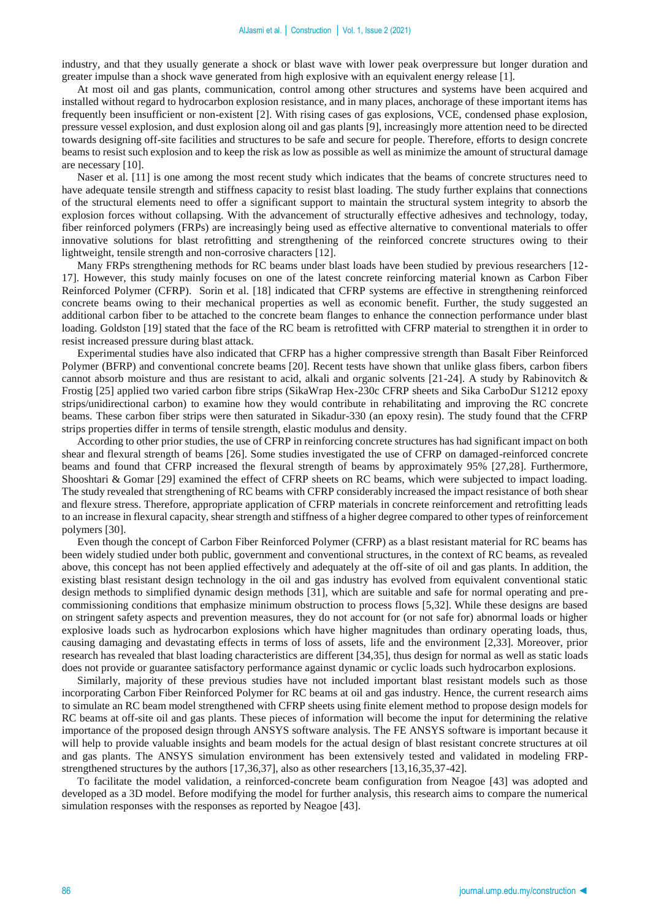industry, and that they usually generate a shock or blast wave with lower peak overpressure but longer duration and greater impulse than a shock wave generated from high explosive with an equivalent energy release [1].

At most oil and gas plants, communication, control among other structures and systems have been acquired and installed without regard to hydrocarbon explosion resistance, and in many places, anchorage of these important items has frequently been insufficient or non-existent [2]. With rising cases of gas explosions, VCE, condensed phase explosion, pressure vessel explosion, and dust explosion along oil and gas plants [9], increasingly more attention need to be directed towards designing off-site facilities and structures to be safe and secure for people. Therefore, efforts to design concrete beams to resist such explosion and to keep the risk as low as possible as well as minimize the amount of structural damage are necessary [10].

Naser et al. [11] is one among the most recent study which indicates that the beams of concrete structures need to have adequate tensile strength and stiffness capacity to resist blast loading. The study further explains that connections of the structural elements need to offer a significant support to maintain the structural system integrity to absorb the explosion forces without collapsing. With the advancement of structurally effective adhesives and technology, today, fiber reinforced polymers (FRPs) are increasingly being used as effective alternative to conventional materials to offer innovative solutions for blast retrofitting and strengthening of the reinforced concrete structures owing to their lightweight, tensile strength and non-corrosive characters [12].

Many FRPs strengthening methods for RC beams under blast loads have been studied by previous researchers [12-17]. However, this study mainly focuses on one of the latest concrete reinforcing material known as Carbon Fiber Reinforced Polymer (CFRP). Sorin et al. [18] indicated that CFRP systems are effective in strengthening reinforced concrete beams owing to their mechanical properties as well as economic benefit. Further, the study suggested an additional carbon fiber to be attached to the concrete beam flanges to enhance the connection performance under blast loading. Goldston [19] stated that the face of the RC beam is retrofitted with CFRP material to strengthen it in order to resist increased pressure during blast attack.

Experimental studies have also indicated that CFRP has a higher compressive strength than Basalt Fiber Reinforced Polymer (BFRP) and conventional concrete beams [20]. Recent tests have shown that unlike glass fibers, carbon fibers cannot absorb moisture and thus are resistant to acid, alkali and organic solvents [21-24]. A study by Rabinovitch & Frostig [25] applied two varied carbon fibre strips (SikaWrap Hex-230c CFRP sheets and Sika CarboDur S1212 epoxy strips/unidirectional carbon) to examine how they would contribute in rehabilitating and improving the RC concrete beams. These carbon fiber strips were then saturated in Sikadur-330 (an epoxy resin). The study found that the CFRP strips properties differ in terms of tensile strength, elastic modulus and density.

According to other prior studies, the use of CFRP in reinforcing concrete structures has had significant impact on both shear and flexural strength of beams [26]. Some studies investigated the use of CFRP on damaged-reinforced concrete beams and found that CFRP increased the flexural strength of beams by approximately 95% [27,28]. Furthermore, Shooshtari & Gomar [29] examined the effect of CFRP sheets on RC beams, which were subjected to impact loading. The study revealed that strengthening of RC beams with CFRP considerably increased the impact resistance of both shear and flexure stress. Therefore, appropriate application of CFRP materials in concrete reinforcement and retrofitting leads to an increase in flexural capacity, shear strength and stiffness of a higher degree compared to other types of reinforcement polymers [30].

Even though the concept of Carbon Fiber Reinforced Polymer (CFRP) as a blast resistant material for RC beams has been widely studied under both public, government and conventional structures, in the context of RC beams, as revealed above, this concept has not been applied effectively and adequately at the off-site of oil and gas plants. In addition, the existing blast resistant design technology in the oil and gas industry has evolved from equivalent conventional static design methods to simplified dynamic design methods [31], which are suitable and safe for normal operating and pre-commissioning conditions that emphasize minimum obstruction to process flows [5,32]. While these designs are based on stringent safety aspects and prevention measures, they do not account for (or not safe for) abnormal loads or higher explosive loads such as hydrocarbon explosions which have higher magnitudes than ordinary operating loads, thus, causing damaging and devastating effects in terms of loss of assets, life and the environment [2,33]. Moreover, prior research has revealed that blast loading characteristics are different [34,35], thus design for normal as well as static loads does not provide or guarantee satisfactory performance against dynamic or cyclic loads such hydrocarbon explosions.

Similarly, majority of these previous studies have not included important blast resistant models such as those incorporating Carbon Fiber Reinforced Polymer for RC beams at oil and gas industry. Hence, the current research aims to simulate an RC beam model strengthened with CFRP sheets using finite element method to propose design models for RC beams at off-site oil and gas plants. These pieces of information will become the input for determining the relative importance of the proposed design through ANSYS software analysis. The FE ANSYS software is important because it will help to provide valuable insights and beam models for the actual design of blast resistant concrete structures at oil and gas plants. The ANSYS simulation environment has been extensively tested and validated in modeling FRP-strengthened structures by the authors [17,36,37], also as other researchers [13,16,35,37-42].

To facilitate the model validation, a reinforced-concrete beam configuration from Neagoe [43] was adopted and developed as a 3D model. Before modifying the model for further analysis, this research aims to compare the numerical simulation responses with the responses as reported by Neagoe [43].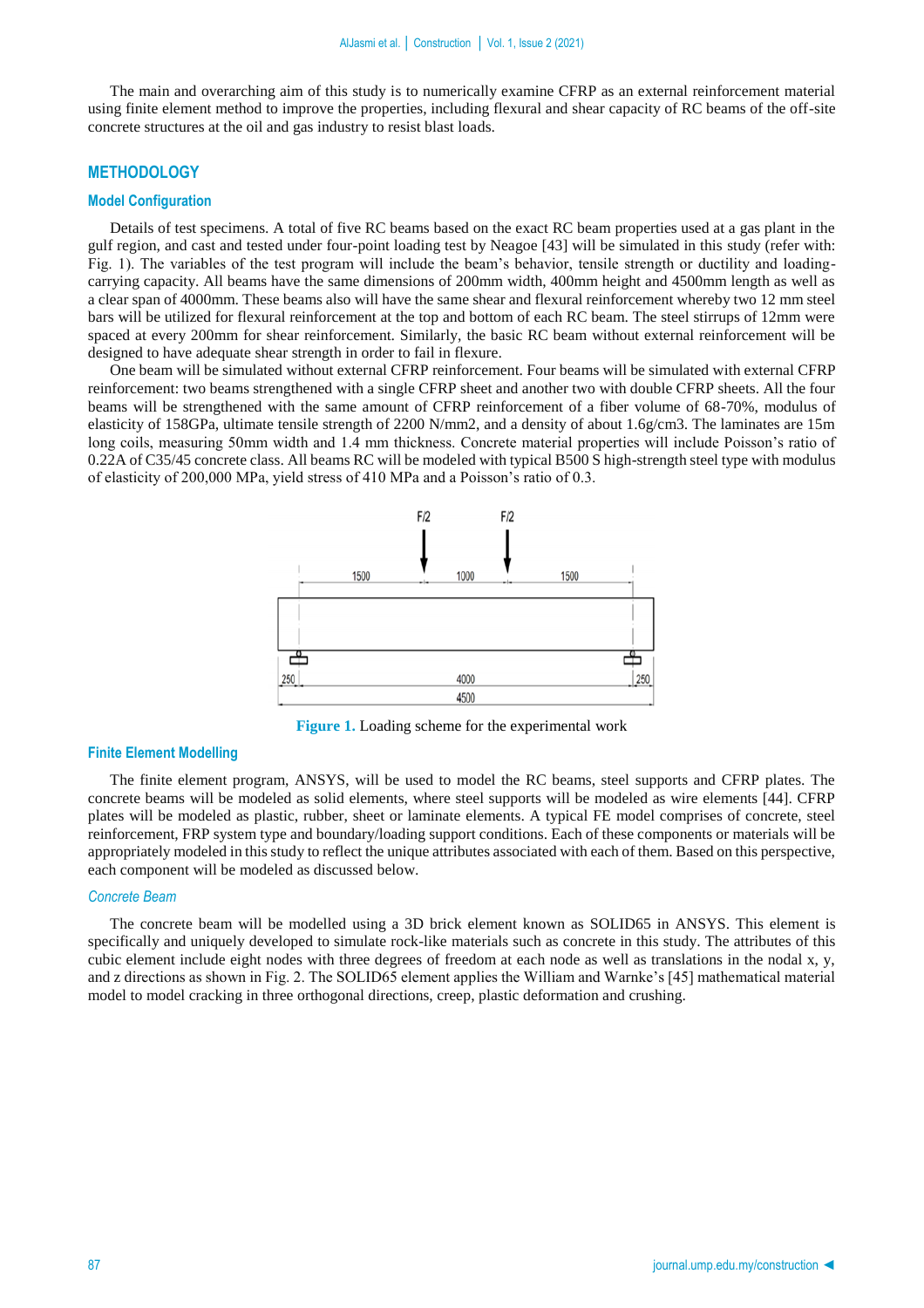The main and overarching aim of this study is to numerically examine CFRP as an external reinforcement material using finite element method to improve the properties, including flexural and shear capacity of RC beams of the off-site concrete structures at the oil and gas industry to resist blast loads.

## METHODOLOGY

### Model Configuration

Details of test specimens. A total of five RC beams based on the exact RC beam properties used at a gas plant in the gulf region, and cast and tested under four-point loading test by Neagoe [43] will be simulated in this study (refer with: Fig. 1). The variables of the test program will include the beam's behavior, tensile strength or ductility and loading-carrying capacity. All beams have the same dimensions of 200mm width, 400mm height and 4500mm length as well as a clear span of 4000mm. These beams also will have the same shear and flexural reinforcement whereby two 12 mm steel bars will be utilized for flexural reinforcement at the top and bottom of each RC beam. The steel stirrups of 12mm were spaced at every 200mm for shear reinforcement. Similarly, the basic RC beam without external reinforcement will be designed to have adequate shear strength in order to fail in flexure.

One beam will be simulated without external CFRP reinforcement. Four beams will be simulated with external CFRP reinforcement: two beams strengthened with a single CFRP sheet and another two with double CFRP sheets. All the four beams will be strengthened with the same amount of CFRP reinforcement of a fiber volume of 68-70%, modulus of elasticity of 158GPa, ultimate tensile strength of 2200 N/mm2, and a density of about 1.6g/cm3. The laminates are 15m long coils, measuring 50mm width and 1.4 mm thickness. Concrete material properties will include Poisson's ratio of 0.22A of C35/45 concrete class. All beams RC will be modeled with typical B500 S high-strength steel type with modulus of elasticity of 200,000 MPa, yield stress of 410 MPa and a Poisson's ratio of 0.3.

**Figure 1.** Loading scheme for the experimental work

### Finite Element Modelling

The finite element program, ANSYS, will be used to model the RC beams, steel supports and CFRP plates. The concrete beams will be modeled as solid elements, where steel supports will be modeled as wire elements [44]. CFRP plates will be modeled as plastic, rubber, sheet or laminate elements. A typical FE model comprises of concrete, steel reinforcement, FRP system type and boundary/loading support conditions. Each of these components or materials will be appropriately modeled in this study to reflect the unique attributes associated with each of them. Based on this perspective, each component will be modeled as discussed below.

#### *Concrete Beam*

The concrete beam will be modelled using a 3D brick element known as SOLID65 in ANSYS. This element is specifically and uniquely developed to simulate rock-like materials such as concrete in this study. The attributes of this cubic element include eight nodes with three degrees of freedom at each node as well as translations in the nodal x, y, and z directions as shown in Fig. 2. The SOLID65 element applies the William and Warnke's [45] mathematical material model to model cracking in three orthogonal directions, creep, plastic deformation and crushing.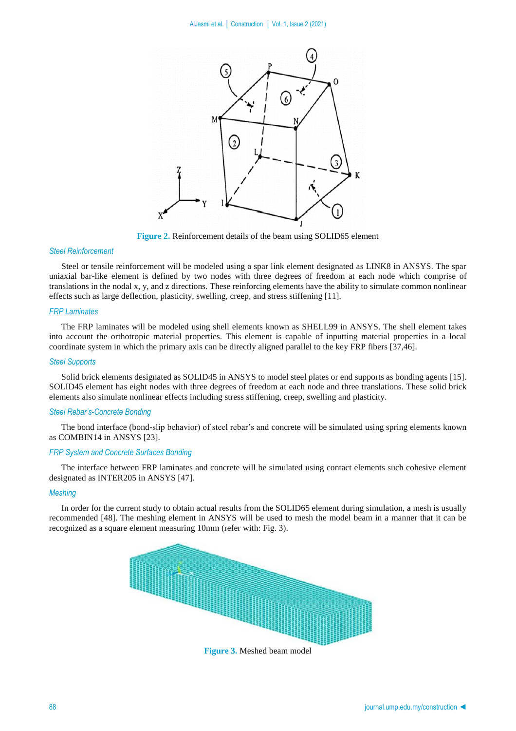Figure 2. Reinforcement details of the beam using SOLID65 element

### Steel Reinforcement

Steel or tensile reinforcement will be modeled using a spar link element designated as LINK8 in ANSYS. The spar uniaxial bar-like element is defined by two nodes with three degrees of freedom at each node which comprise of translations in the nodal x, y, and z directions. These reinforcing elements have the ability to simulate common nonlinear effects such as large deflection, plasticity, swelling, creep, and stress stiffening [11].

### FRP Laminates

The FRP laminates will be modeled using shell elements known as SHELL99 in ANSYS. The shell element takes into account the orthotropic material properties. This element is capable of inputting material properties in a local coordinate system in which the primary axis can be directly aligned parallel to the key FRP fibers [37,46].

### Steel Supports

Solid brick elements designated as SOLID45 in ANSYS to model steel plates or end supports as bonding agents [15]. SOLID45 element has eight nodes with three degrees of freedom at each node and three translations. These solid brick elements also simulate nonlinear effects including stress stiffening, creep, swelling and plasticity.

### Steel Rebar's-Concrete Bonding

The bond interface (bond-slip behavior) of steel rebar's and concrete will be simulated using spring elements known as COMBIN14 in ANSYS [23].

### FRP System and Concrete Surfaces Bonding

The interface between FRP laminates and concrete will be simulated using contact elements such cohesive element designated as INTER205 in ANSYS [47].

### Meshing

In order for the current study to obtain actual results from the SOLID65 element during simulation, a mesh is usually recommended [48]. The meshing element in ANSYS will be used to mesh the model beam in a manner that it can be recognized as a square element measuring 10mm (refer with: Fig. 3).

Figure 3. Meshed beam model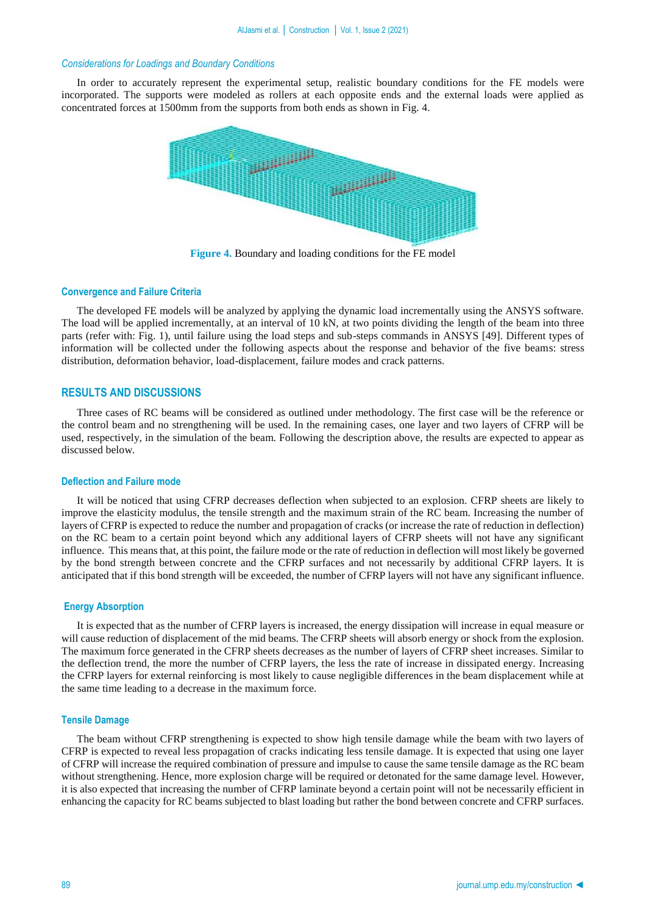### Considerations for Loadings and Boundary Conditions

In order to accurately represent the experimental setup, realistic boundary conditions for the FE models were incorporated. The supports were modeled as rollers at each opposite ends and the external loads were applied as concentrated forces at 1500mm from the supports from both ends as shown in Fig. 4.

**Figure 4.** Boundary and loading conditions for the FE model

### Convergence and Failure Criteria

The developed FE models will be analyzed by applying the dynamic load incrementally using the ANSYS software. The load will be applied incrementally, at an interval of 10 kN, at two points dividing the length of the beam into three parts (refer with: Fig. 1), until failure using the load steps and sub-steps commands in ANSYS [49]. Different types of information will be collected under the following aspects about the response and behavior of the five beams: stress distribution, deformation behavior, load-displacement, failure modes and crack patterns.

## RESULTS AND DISCUSSIONS

Three cases of RC beams will be considered as outlined under methodology. The first case will be the reference or the control beam and no strengthening will be used. In the remaining cases, one layer and two layers of CFRP will be used, respectively, in the simulation of the beam. Following the description above, the results are expected to appear as discussed below.

### Deflection and Failure mode

It will be noticed that using CFRP decreases deflection when subjected to an explosion. CFRP sheets are likely to improve the elasticity modulus, the tensile strength and the maximum strain of the RC beam. Increasing the number of layers of CFRP is expected to reduce the number and propagation of cracks (or increase the rate of reduction in deflection) on the RC beam to a certain point beyond which any additional layers of CFRP sheets will not have any significant influence. This means that, at this point, the failure mode or the rate of reduction in deflection will most likely be governed by the bond strength between concrete and the CFRP surfaces and not necessarily by additional CFRP layers. It is anticipated that if this bond strength will be exceeded, the number of CFRP layers will not have any significant influence.

### Energy Absorption

It is expected that as the number of CFRP layers is increased, the energy dissipation will increase in equal measure or will cause reduction of displacement of the mid beams. The CFRP sheets will absorb energy or shock from the explosion. The maximum force generated in the CFRP sheets decreases as the number of layers of CFRP sheet increases. Similar to the deflection trend, the more the number of CFRP layers, the less the rate of increase in dissipated energy. Increasing the CFRP layers for external reinforcing is most likely to cause negligible differences in the beam displacement while at the same time leading to a decrease in the maximum force.

### Tensile Damage

The beam without CFRP strengthening is expected to show high tensile damage while the beam with two layers of CFRP is expected to reveal less propagation of cracks indicating less tensile damage. It is expected that using one layer of CFRP will increase the required combination of pressure and impulse to cause the same tensile damage as the RC beam without strengthening. Hence, more explosion charge will be required or detonated for the same damage level. However, it is also expected that increasing the number of CFRP laminate beyond a certain point will not be necessarily efficient in enhancing the capacity for RC beams subjected to blast loading but rather the bond between concrete and CFRP surfaces.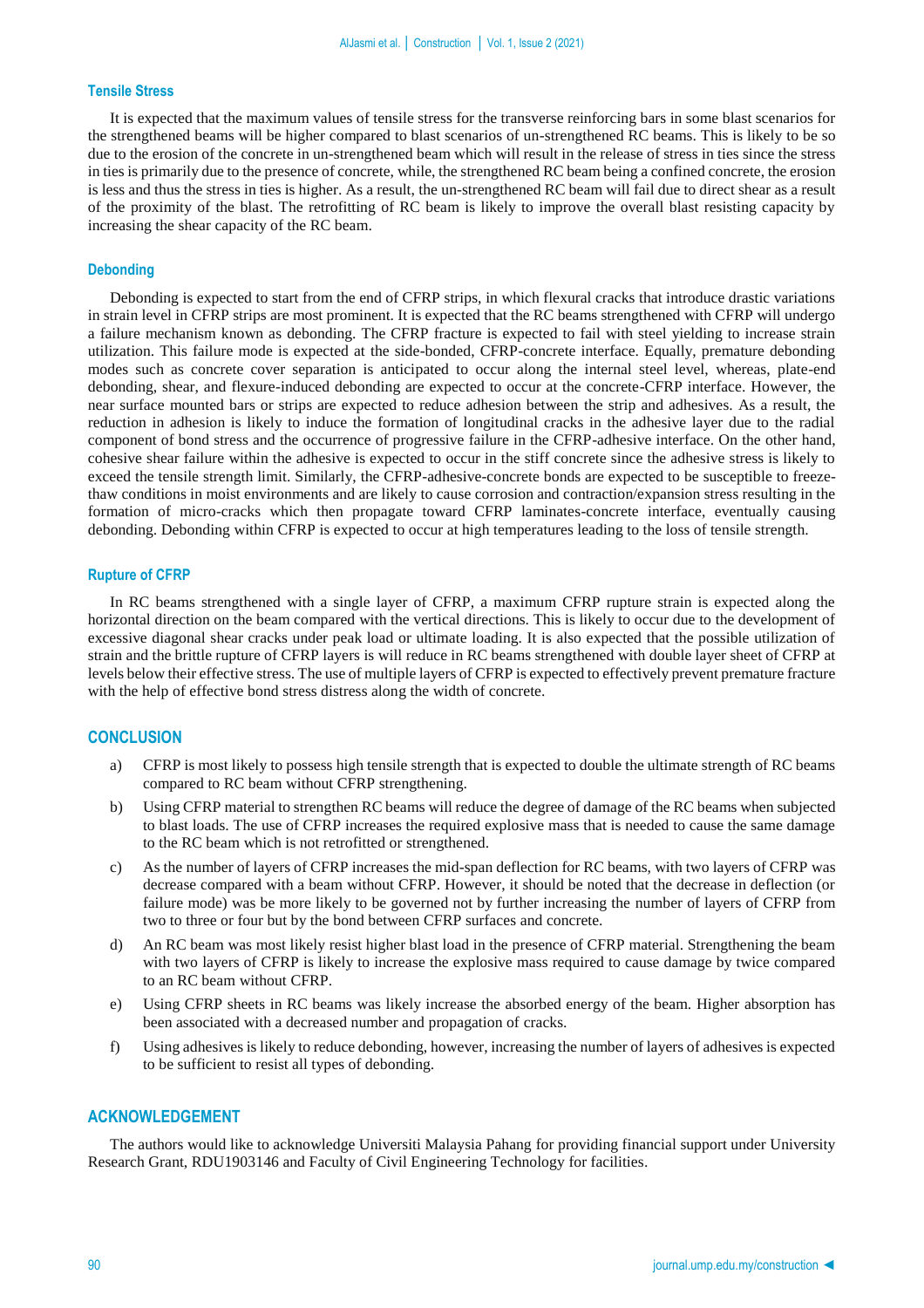### Tensile Stress

It is expected that the maximum values of tensile stress for the transverse reinforcing bars in some blast scenarios for the strengthened beams will be higher compared to blast scenarios of un-strengthened RC beams. This is likely to be so due to the erosion of the concrete in un-strengthened beam which will result in the release of stress in ties since the stress in ties is primarily due to the presence of concrete, while, the strengthened RC beam being a confined concrete, the erosion is less and thus the stress in ties is higher. As a result, the un-strengthened RC beam will fail due to direct shear as a result of the proximity of the blast. The retrofitting of RC beam is likely to improve the overall blast resisting capacity by increasing the shear capacity of the RC beam.

### Debonding

Debonding is expected to start from the end of CFRP strips, in which flexural cracks that introduce drastic variations in strain level in CFRP strips are most prominent. It is expected that the RC beams strengthened with CFRP will undergo a failure mechanism known as debonding. The CFRP fracture is expected to fail with steel yielding to increase strain utilization. This failure mode is expected at the side-bonded, CFRP-concrete interface. Equally, premature debonding modes such as concrete cover separation is anticipated to occur along the internal steel level, whereas, plate-end debonding, shear, and flexure-induced debonding are expected to occur at the concrete-CFRP interface. However, the near surface mounted bars or strips are expected to reduce adhesion between the strip and adhesives. As a result, the reduction in adhesion is likely to induce the formation of longitudinal cracks in the adhesive layer due to the radial component of bond stress and the occurrence of progressive failure in the CFRP-adhesive interface. On the other hand, cohesive shear failure within the adhesive is expected to occur in the stiff concrete since the adhesive stress is likely to exceed the tensile strength limit. Similarly, the CFRP-adhesive-concrete bonds are expected to be susceptible to freeze-thaw conditions in moist environments and are likely to cause corrosion and contraction/expansion stress resulting in the formation of micro-cracks which then propagate toward CFRP laminates-concrete interface, eventually causing debonding. Debonding within CFRP is expected to occur at high temperatures leading to the loss of tensile strength.

### Rupture of CFRP

In RC beams strengthened with a single layer of CFRP, a maximum CFRP rupture strain is expected along the horizontal direction on the beam compared with the vertical directions. This is likely to occur due to the development of excessive diagonal shear cracks under peak load or ultimate loading. It is also expected that the possible utilization of strain and the brittle rupture of CFRP layers is will reduce in RC beams strengthened with double layer sheet of CFRP at levels below their effective stress. The use of multiple layers of CFRP is expected to effectively prevent premature fracture with the help of effective bond stress distress along the width of concrete.

## CONCLUSION

a) CFRP is most likely to possess high tensile strength that is expected to double the ultimate strength of RC beams compared to RC beam without CFRP strengthening.

b) Using CFRP material to strengthen RC beams will reduce the degree of damage of the RC beams when subjected to blast loads. The use of CFRP increases the required explosive mass that is needed to cause the same damage to the RC beam which is not retrofitted or strengthened.

c) As the number of layers of CFRP increases the mid-span deflection for RC beams, with two layers of CFRP was decrease compared with a beam without CFRP. However, it should be noted that the decrease in deflection (or failure mode) was be more likely to be governed not by further increasing the number of layers of CFRP from two to three or four but by the bond between CFRP surfaces and concrete.

d) An RC beam was most likely resist higher blast load in the presence of CFRP material. Strengthening the beam with two layers of CFRP is likely to increase the explosive mass required to cause damage by twice compared to an RC beam without CFRP.

e) Using CFRP sheets in RC beams was likely increase the absorbed energy of the beam. Higher absorption has been associated with a decreased number and propagation of cracks.

f) Using adhesives is likely to reduce debonding, however, increasing the number of layers of adhesives is expected to be sufficient to resist all types of debonding.

## ACKNOWLEDGEMENT

The authors would like to acknowledge Universiti Malaysia Pahang for providing financial support under University Research Grant, RDU1903146 and Faculty of Civil Engineering Technology for facilities.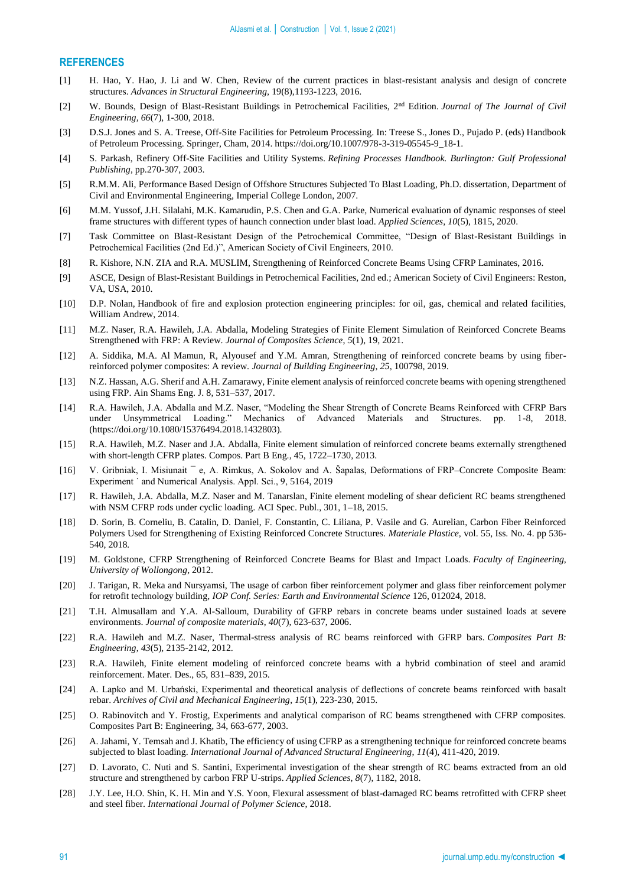## REFERENCES

[1] H. Hao, Y. Hao, J. Li and W. Chen, Review of the current practices in blast-resistant analysis and design of concrete structures. *Advances in Structural Engineering*, 19(8),1193-1223, 2016.

[2] W. Bounds, Design of Blast-Resistant Buildings in Petrochemical Facilities, 2nd Edition. *Journal of The Journal of Civil Engineering*, *66*(7), 1-300, 2018.

[3] D.S.J. Jones and S. A. Treese, Off-Site Facilities for Petroleum Processing. In: Treese S., Jones D., Pujado P. (eds) Handbook of Petroleum Processing. Springer, Cham, 2014. https://doi.org/10.1007/978-3-319-05545-9_18-1.

[4] S. Parkash, Refinery Off-Site Facilities and Utility Systems. *Refining Processes Handbook. Burlington: Gulf Professional Publishing*, pp.270-307, 2003.

[5] R.M.M. Ali, Performance Based Design of Offshore Structures Subjected To Blast Loading, Ph.D. dissertation, Department of Civil and Environmental Engineering, Imperial College London, 2007.

[6] M.M. Yussof, J.H. Silalahi, M.K. Kamarudin, P.S. Chen and G.A. Parke, Numerical evaluation of dynamic responses of steel frame structures with different types of haunch connection under blast load. *Applied Sciences*, *10*(5), 1815, 2020.

[7] Task Committee on Blast-Resistant Design of the Petrochemical Committee, "Design of Blast-Resistant Buildings in Petrochemical Facilities (2nd Ed.)", American Society of Civil Engineers, 2010.

[8] R. Kishore, N.N. ZIA and R.A. MUSLIM, Strengthening of Reinforced Concrete Beams Using CFRP Laminates, 2016.

[9] ASCE, Design of Blast-Resistant Buildings in Petrochemical Facilities, 2nd ed.; American Society of Civil Engineers: Reston, VA, USA, 2010.

[10] D.P. Nolan, Handbook of fire and explosion protection engineering principles: for oil, gas, chemical and related facilities, William Andrew, 2014.

[11] M.Z. Naser, R.A. Hawileh, J.A. Abdalla, Modeling Strategies of Finite Element Simulation of Reinforced Concrete Beams Strengthened with FRP: A Review. *Journal of Composites Science*, *5*(1), 19, 2021.

[12] A. Siddika, M.A. Al Mamun, R, Alyousef and Y.M. Amran, Strengthening of reinforced concrete beams by using fiber-reinforced polymer composites: A review. *Journal of Building Engineering*, *25*, 100798, 2019.

[13] N.Z. Hassan, A.G. Sherif and A.H. Zamarawy, Finite element analysis of reinforced concrete beams with opening strengthened using FRP. Ain Shams Eng. J. 8, 531–537, 2017.

[14] R.A. Hawileh, J.A. Abdalla and M.Z. Naser, "Modeling the Shear Strength of Concrete Beams Reinforced with CFRP Bars under Unsymmetrical Loading." Mechanics of Advanced Materials and Structures. pp. 1-8, 2018. (https://doi.org/10.1080/15376494.2018.1432803).

[15] R.A. Hawileh, M.Z. Naser and J.A. Abdalla, Finite element simulation of reinforced concrete beams externally strengthened with short-length CFRP plates. Compos. Part B Eng., 45, 1722–1730, 2013.

[16] V. Gribniak, I. Misiunait ¯ e, A. Rimkus, A. Sokolov and A. Šapalas, Deformations of FRP–Concrete Composite Beam: Experiment ˙ and Numerical Analysis. Appl. Sci., 9, 5164, 2019

[17] R. Hawileh, J.A. Abdalla, M.Z. Naser and M. Tanarslan, Finite element modeling of shear deficient RC beams strengthened with NSM CFRP rods under cyclic loading. ACI Spec. Publ., 301, 1–18, 2015.

[18] D. Sorin, B. Corneliu, B. Catalin, D. Daniel, F. Constantin, C. Liliana, P. Vasile and G. Aurelian, Carbon Fiber Reinforced Polymers Used for Strengthening of Existing Reinforced Concrete Structures. *Materiale Plastice*, vol. 55, Iss. No. 4. pp 536-540, 2018.

[19] M. Goldstone, CFRP Strengthening of Reinforced Concrete Beams for Blast and Impact Loads. *Faculty of Engineering, University of Wollongong*, 2012.

[20] J. Tarigan, R. Meka and Nursyamsi, The usage of carbon fiber reinforcement polymer and glass fiber reinforcement polymer for retrofit technology building, *IOP Conf. Series: Earth and Environmental Science* 126, 012024, 2018.

[21] T.H. Almusallam and Y.A. Al-Salloum, Durability of GFRP rebars in concrete beams under sustained loads at severe environments. *Journal of composite materials*, *40*(7), 623-637, 2006.

[22] R.A. Hawileh and M.Z. Naser, Thermal-stress analysis of RC beams reinforced with GFRP bars. *Composites Part B: Engineering*, *43*(5), 2135-2142, 2012.

[23] R.A. Hawileh, Finite element modeling of reinforced concrete beams with a hybrid combination of steel and aramid reinforcement. Mater. Des., 65, 831–839, 2015.

[24] A. Lapko and M. Urbański, Experimental and theoretical analysis of deflections of concrete beams reinforced with basalt rebar. *Archives of Civil and Mechanical Engineering*, *15*(1), 223-230, 2015.

[25] O. Rabinovitch and Y. Frostig, Experiments and analytical comparison of RC beams strengthened with CFRP composites. Composites Part B: Engineering, 34, 663-677, 2003.

[26] A. Jahami, Y. Temsah and J. Khatib, The efficiency of using CFRP as a strengthening technique for reinforced concrete beams subjected to blast loading. *International Journal of Advanced Structural Engineering*, *11*(4), 411-420, 2019.

[27] D. Lavorato, C. Nuti and S. Santini, Experimental investigation of the shear strength of RC beams extracted from an old structure and strengthened by carbon FRP U-strips. *Applied Sciences*, *8*(7), 1182, 2018.

[28] J.Y. Lee, H.O. Shin, K. H. Min and Y.S. Yoon, Flexural assessment of blast-damaged RC beams retrofitted with CFRP sheet and steel fiber. *International Journal of Polymer Science*, 2018.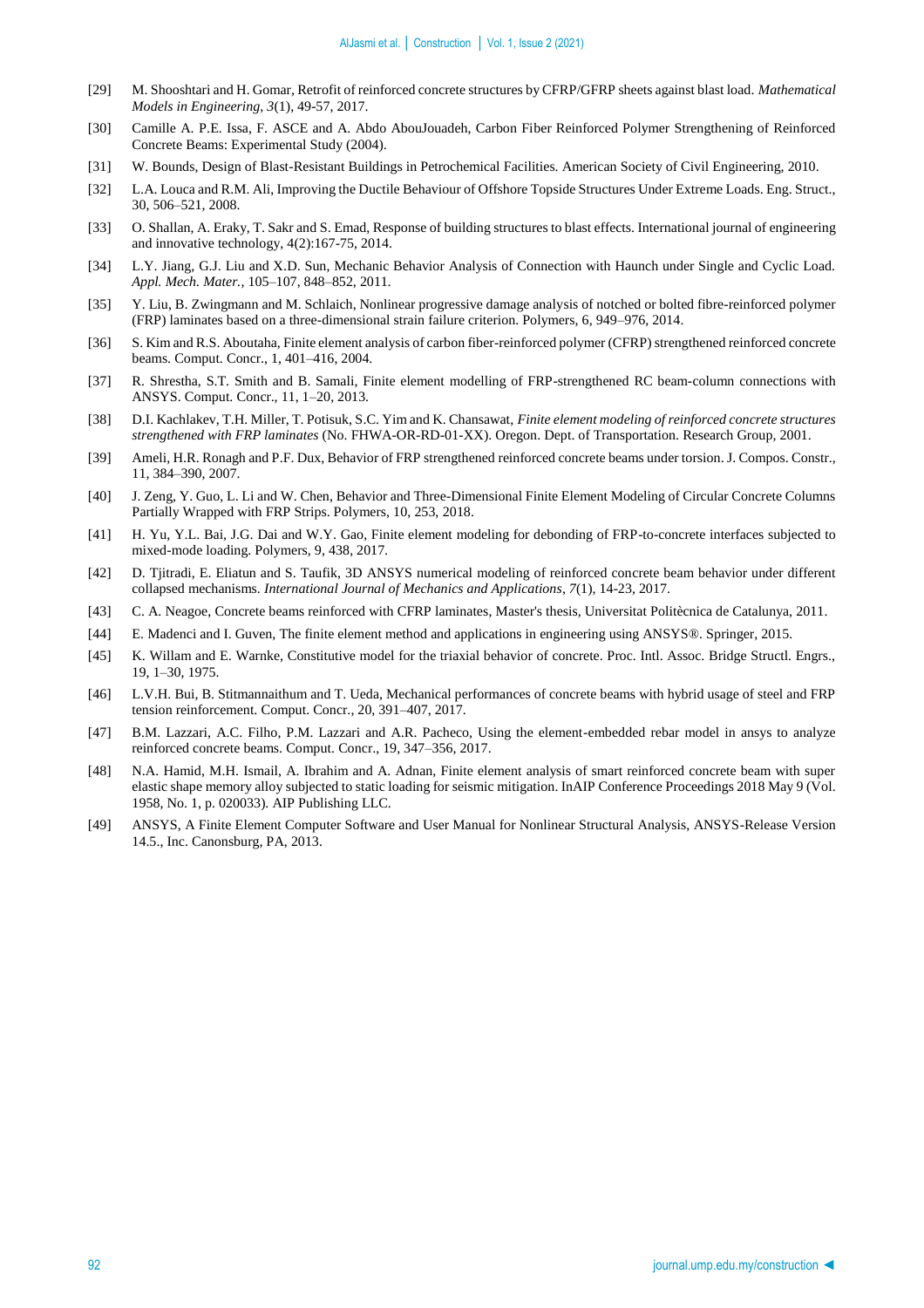[29] M. Shooshtari and H. Gomar, Retrofit of reinforced concrete structures by CFRP/GFRP sheets against blast load. *Mathematical Models in Engineering*, *3*(1), 49-57, 2017.

[30] Camille A. P.E. Issa, F. ASCE and A. Abdo AbouJouadeh, Carbon Fiber Reinforced Polymer Strengthening of Reinforced Concrete Beams: Experimental Study (2004).

[31] W. Bounds, Design of Blast-Resistant Buildings in Petrochemical Facilities. American Society of Civil Engineering, 2010.

[32] L.A. Louca and R.M. Ali, Improving the Ductile Behaviour of Offshore Topside Structures Under Extreme Loads. Eng. Struct., 30, 506–521, 2008.

[33] O. Shallan, A. Eraky, T. Sakr and S. Emad, Response of building structures to blast effects. International journal of engineering and innovative technology, 4(2):167-75, 2014.

[34] L.Y. Jiang, G.J. Liu and X.D. Sun, Mechanic Behavior Analysis of Connection with Haunch under Single and Cyclic Load. *Appl. Mech. Mater.*, 105–107, 848–852, 2011.

[35] Y. Liu, B. Zwingmann and M. Schlaich, Nonlinear progressive damage analysis of notched or bolted fibre-reinforced polymer (FRP) laminates based on a three-dimensional strain failure criterion. Polymers, 6, 949–976, 2014.

[36] S. Kim and R.S. Aboutaha, Finite element analysis of carbon fiber-reinforced polymer (CFRP) strengthened reinforced concrete beams. Comput. Concr., 1, 401–416, 2004.

[37] R. Shrestha, S.T. Smith and B. Samali, Finite element modelling of FRP-strengthened RC beam-column connections with ANSYS. Comput. Concr., 11, 1–20, 2013.

[38] D.I. Kachlakev, T.H. Miller, T. Potisuk, S.C. Yim and K. Chansawat, *Finite element modeling of reinforced concrete structures strengthened with FRP laminates* (No. FHWA-OR-RD-01-XX). Oregon. Dept. of Transportation. Research Group, 2001.

[39] Ameli, H.R. Ronagh and P.F. Dux, Behavior of FRP strengthened reinforced concrete beams under torsion. J. Compos. Constr., 11, 384–390, 2007.

[40] J. Zeng, Y. Guo, L. Li and W. Chen, Behavior and Three-Dimensional Finite Element Modeling of Circular Concrete Columns Partially Wrapped with FRP Strips. Polymers, 10, 253, 2018.

[41] H. Yu, Y.L. Bai, J.G. Dai and W.Y. Gao, Finite element modeling for debonding of FRP-to-concrete interfaces subjected to mixed-mode loading. Polymers, 9, 438, 2017.

[42] D. Tjitradi, E. Eliatun and S. Taufik, 3D ANSYS numerical modeling of reinforced concrete beam behavior under different collapsed mechanisms. *International Journal of Mechanics and Applications*, *7*(1), 14-23, 2017.

[43] C. A. Neagoe, Concrete beams reinforced with CFRP laminates, Master's thesis, Universitat Politècnica de Catalunya, 2011.

[44] E. Madenci and I. Guven, The finite element method and applications in engineering using ANSYS®. Springer, 2015.

[45] K. Willam and E. Warnke, Constitutive model for the triaxial behavior of concrete. Proc. Intl. Assoc. Bridge Structl. Engrs., 19, 1–30, 1975.

[46] L.V.H. Bui, B. Stitmannaithum and T. Ueda, Mechanical performances of concrete beams with hybrid usage of steel and FRP tension reinforcement. Comput. Concr., 20, 391–407, 2017.

[47] B.M. Lazzari, A.C. Filho, P.M. Lazzari and A.R. Pacheco, Using the element-embedded rebar model in ansys to analyze reinforced concrete beams. Comput. Concr., 19, 347–356, 2017.

[48] N.A. Hamid, M.H. Ismail, A. Ibrahim and A. Adnan, Finite element analysis of smart reinforced concrete beam with super elastic shape memory alloy subjected to static loading for seismic mitigation. InAIP Conference Proceedings 2018 May 9 (Vol. 1958, No. 1, p. 020033). AIP Publishing LLC.

[49] ANSYS, A Finite Element Computer Software and User Manual for Nonlinear Structural Analysis, ANSYS-Release Version 14.5., Inc. Canonsburg, PA, 2013.